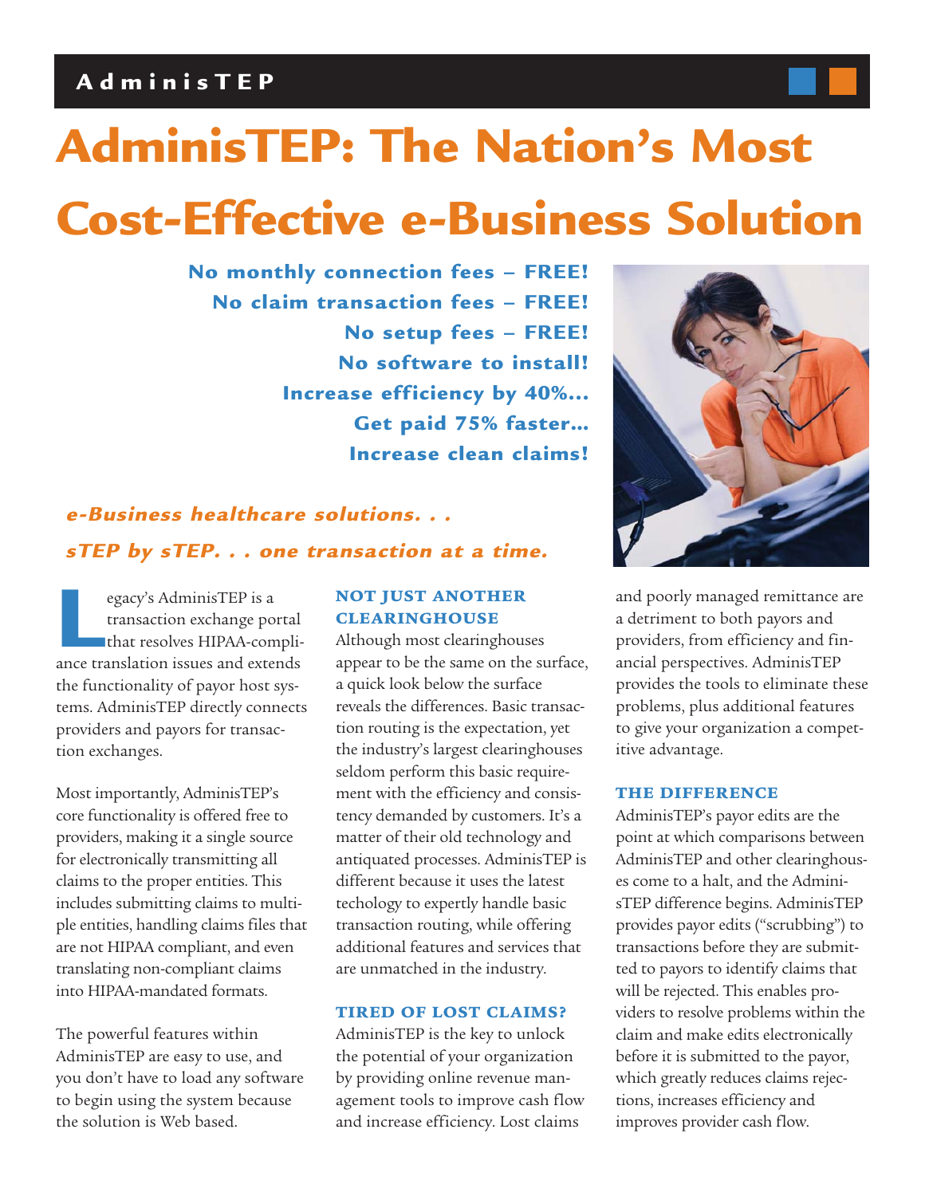# AdminisTEP: The Nation's Most Cost-Effective e-Business Solution

**No monthly connection fees – FREE!**
**No claim transaction fees – FREE!**
**No setup fees – FREE!**
**No software to install!**
**Increase efficiency by 40%...**
**Get paid 75% faster...**
**Increase clean claims!**

***e-Business healthcare solutions. . .***
***sTEP by sTEP. . . one transaction at a time.***

Legacy's AdminisTEP is a transaction exchange portal that resolves HIPAA-compliance translation issues and extends the functionality of payor host systems. AdminisTEP directly connects providers and payors for transaction exchanges.

Most importantly, AdminisTEP's core functionality is offered free to providers, making it a single source for electronically transmitting all claims to the proper entities. This includes submitting claims to multiple entities, handling claims files that are not HIPAA compliant, and even translating non-compliant claims into HIPAA-mandated formats.

The powerful features within AdminisTEP are easy to use, and you don't have to load any software to begin using the system because the solution is Web based.

### NOT JUST ANOTHER CLEARINGHOUSE

Although most clearinghouses appear to be the same on the surface, a quick look below the surface reveals the differences. Basic transaction routing is the expectation, yet the industry's largest clearinghouses seldom perform this basic requirement with the efficiency and consistency demanded by customers. It's a matter of their old technology and antiquated processes. AdminisTEP is different because it uses the latest techology to expertly handle basic transaction routing, while offering additional features and services that are unmatched in the industry.

### TIRED OF LOST CLAIMS?

AdminisTEP is the key to unlock the potential of your organization by providing online revenue management tools to improve cash flow and increase efficiency. Lost claims and poorly managed remittance are a detriment to both payors and providers, from efficiency and financial perspectives. AdminisTEP provides the tools to eliminate these problems, plus additional features to give your organization a competitive advantage.

### THE DIFFERENCE

AdminisTEP's payor edits are the point at which comparisons between AdminisTEP and other clearinghouses come to a halt, and the AdminisTEP difference begins. AdminisTEP provides payor edits ("scrubbing") to transactions before they are submitted to payors to identify claims that will be rejected. This enables providers to resolve problems within the claim and make edits electronically before it is submitted to the payor, which greatly reduces claims rejections, increases efficiency and improves provider cash flow.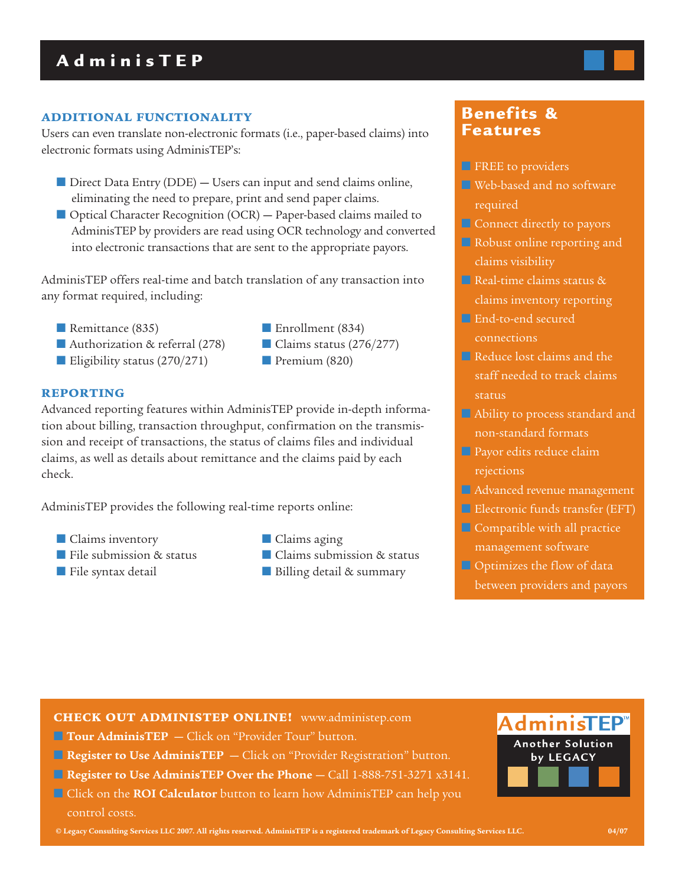# AdminisTEP

## ADDITIONAL FUNCTIONALITY

Users can even translate non-electronic formats (i.e., paper-based claims) into electronic formats using AdminisTEP's:

- Direct Data Entry (DDE) — Users can input and send claims online, eliminating the need to prepare, print and send paper claims.
- Optical Character Recognition (OCR) — Paper-based claims mailed to AdminisTEP by providers are read using OCR technology and converted into electronic transactions that are sent to the appropriate payors.

AdminisTEP offers real-time and batch translation of any transaction into any format required, including:

- Remittance (835)
- Authorization & referral (278)
- Eligibility status (270/271)
- Enrollment (834)
- Claims status (276/277)
- Premium (820)

## REPORTING

Advanced reporting features within AdminisTEP provide in-depth information about billing, transaction throughput, confirmation on the transmission and receipt of transactions, the status of claims files and individual claims, as well as details about remittance and the claims paid by each check.

AdminisTEP provides the following real-time reports online:

- Claims inventory
- File submission & status
- File syntax detail
- Claims aging
- Claims submission & status
- Billing detail & summary

## Benefits & Features

- FREE to providers
- Web-based and no software required
- Connect directly to payors
- Robust online reporting and claims visibility
- Real-time claims status & claims inventory reporting
- End-to-end secured connections
- Reduce lost claims and the staff needed to track claims status
- Ability to process standard and non-standard formats
- Payor edits reduce claim rejections
- Advanced revenue management
- Electronic funds transfer (EFT)
- Compatible with all practice management software
- Optimizes the flow of data between providers and payors

**CHECK OUT ADMINISTEP ONLINE!** www.administep.com

- **Tour AdminisTEP** — Click on "Provider Tour" button.
- **Register to Use AdminisTEP** — Click on "Provider Registration" button.
- **Register to Use AdminisTEP Over the Phone** — Call 1-888-751-3271 x3141.
- Click on the **ROI Calculator** button to learn how AdminisTEP can help you control costs.

AdminisTEP™
Another Solution by LEGACY

© Legacy Consulting Services LLC 2007. All rights reserved. AdminisTEP is a registered trademark of Legacy Consulting Services LLC. 04/07